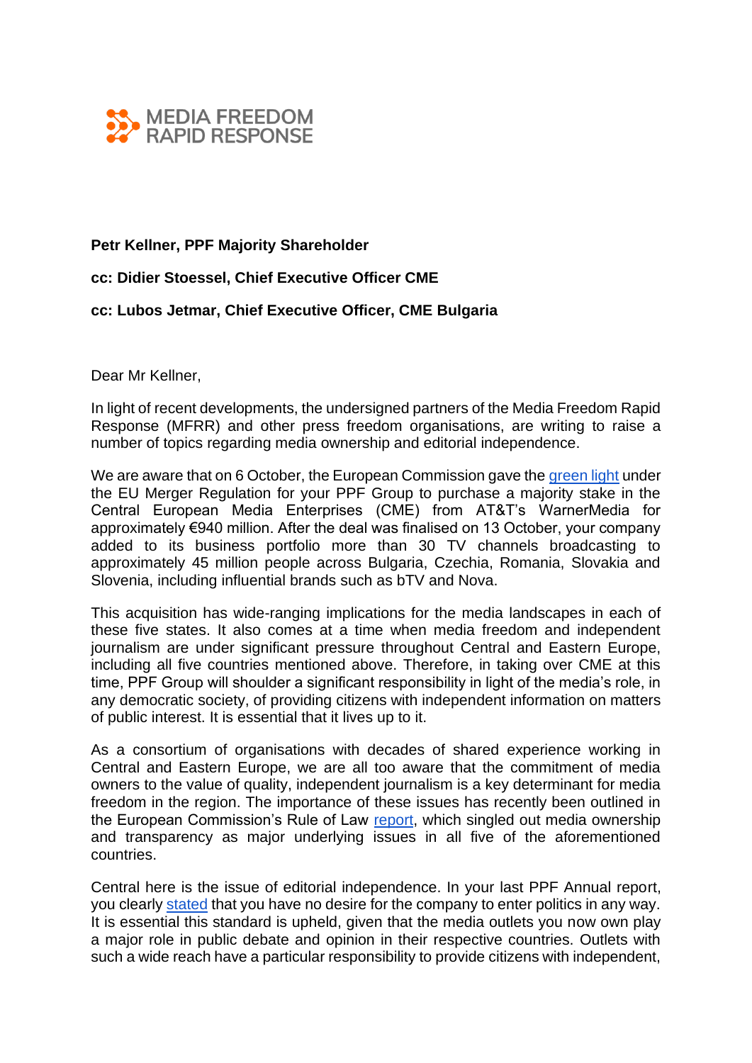MEDIA FREEDOM RAPID RESPONSE

**Petr Kellner, PPF Majority Shareholder**

**cc: Didier Stoessel, Chief Executive Officer CME**

**cc: Lubos Jetmar, Chief Executive Officer, CME Bulgaria**

Dear Mr Kellner,

In light of recent developments, the undersigned partners of the Media Freedom Rapid Response (MFRR) and other press freedom organisations, are writing to raise a number of topics regarding media ownership and editorial independence.

We are aware that on 6 October, the European Commission gave the green light under the EU Merger Regulation for your PPF Group to purchase a majority stake in the Central European Media Enterprises (CME) from AT&T's WarnerMedia for approximately €940 million. After the deal was finalised on 13 October, your company added to its business portfolio more than 30 TV channels broadcasting to approximately 45 million people across Bulgaria, Czechia, Romania, Slovakia and Slovenia, including influential brands such as bTV and Nova.

This acquisition has wide-ranging implications for the media landscapes in each of these five states. It also comes at a time when media freedom and independent journalism are under significant pressure throughout Central and Eastern Europe, including all five countries mentioned above. Therefore, in taking over CME at this time, PPF Group will shoulder a significant responsibility in light of the media's role, in any democratic society, of providing citizens with independent information on matters of public interest. It is essential that it lives up to it.

As a consortium of organisations with decades of shared experience working in Central and Eastern Europe, we are all too aware that the commitment of media owners to the value of quality, independent journalism is a key determinant for media freedom in the region. The importance of these issues has recently been outlined in the European Commission's Rule of Law report, which singled out media ownership and transparency as major underlying issues in all five of the aforementioned countries.

Central here is the issue of editorial independence. In your last PPF Annual report, you clearly stated that you have no desire for the company to enter politics in any way. It is essential this standard is upheld, given that the media outlets you now own play a major role in public debate and opinion in their respective countries. Outlets with such a wide reach have a particular responsibility to provide citizens with independent,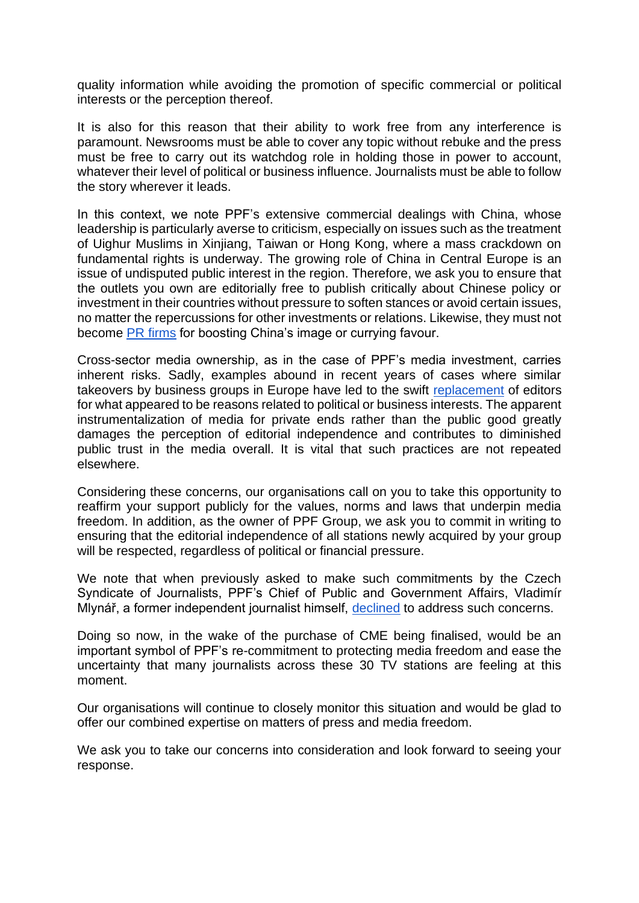quality information while avoiding the promotion of specific commercial or political interests or the perception thereof.

It is also for this reason that their ability to work free from any interference is paramount. Newsrooms must be able to cover any topic without rebuke and the press must be free to carry out its watchdog role in holding those in power to account, whatever their level of political or business influence. Journalists must be able to follow the story wherever it leads.

In this context, we note PPF's extensive commercial dealings with China, whose leadership is particularly averse to criticism, especially on issues such as the treatment of Uighur Muslims in Xinjiang, Taiwan or Hong Kong, where a mass crackdown on fundamental rights is underway. The growing role of China in Central Europe is an issue of undisputed public interest in the region. Therefore, we ask you to ensure that the outlets you own are editorially free to publish critically about Chinese policy or investment in their countries without pressure to soften stances or avoid certain issues, no matter the repercussions for other investments or relations. Likewise, they must not become PR firms for boosting China's image or currying favour.

Cross-sector media ownership, as in the case of PPF's media investment, carries inherent risks. Sadly, examples abound in recent years of cases where similar takeovers by business groups in Europe have led to the swift replacement of editors for what appeared to be reasons related to political or business interests. The apparent instrumentalization of media for private ends rather than the public good greatly damages the perception of editorial independence and contributes to diminished public trust in the media overall. It is vital that such practices are not repeated elsewhere.

Considering these concerns, our organisations call on you to take this opportunity to reaffirm your support publicly for the values, norms and laws that underpin media freedom. In addition, as the owner of PPF Group, we ask you to commit in writing to ensuring that the editorial independence of all stations newly acquired by your group will be respected, regardless of political or financial pressure.

We note that when previously asked to make such commitments by the Czech Syndicate of Journalists, PPF's Chief of Public and Government Affairs, Vladimír Mlynář, a former independent journalist himself, declined to address such concerns.

Doing so now, in the wake of the purchase of CME being finalised, would be an important symbol of PPF's re-commitment to protecting media freedom and ease the uncertainty that many journalists across these 30 TV stations are feeling at this moment.

Our organisations will continue to closely monitor this situation and would be glad to offer our combined expertise on matters of press and media freedom.

We ask you to take our concerns into consideration and look forward to seeing your response.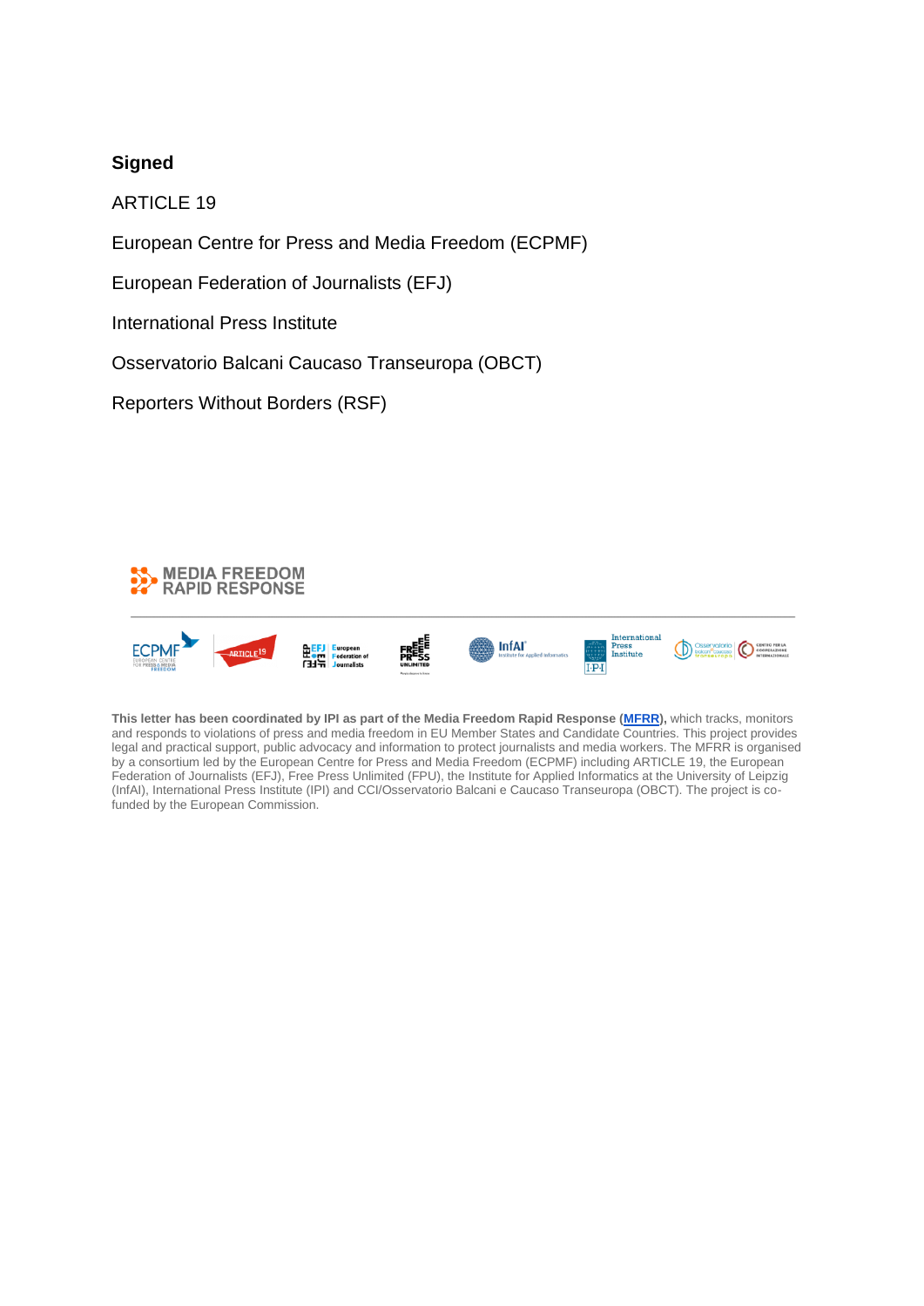**Signed**

ARTICLE 19

European Centre for Press and Media Freedom (ECPMF)

European Federation of Journalists (EFJ)

International Press Institute

Osservatorio Balcani Caucaso Transeuropa (OBCT)

Reporters Without Borders (RSF)

**This letter has been coordinated by IPI as part of the Media Freedom Rapid Response (MFRR),** which tracks, monitors and responds to violations of press and media freedom in EU Member States and Candidate Countries. This project provides legal and practical support, public advocacy and information to protect journalists and media workers. The MFRR is organised by a consortium led by the European Centre for Press and Media Freedom (ECPMF) including ARTICLE 19, the European Federation of Journalists (EFJ), Free Press Unlimited (FPU), the Institute for Applied Informatics at the University of Leipzig (InfAI), International Press Institute (IPI) and CCI/Osservatorio Balcani e Caucaso Transeuropa (OBCT). The project is co-funded by the European Commission.